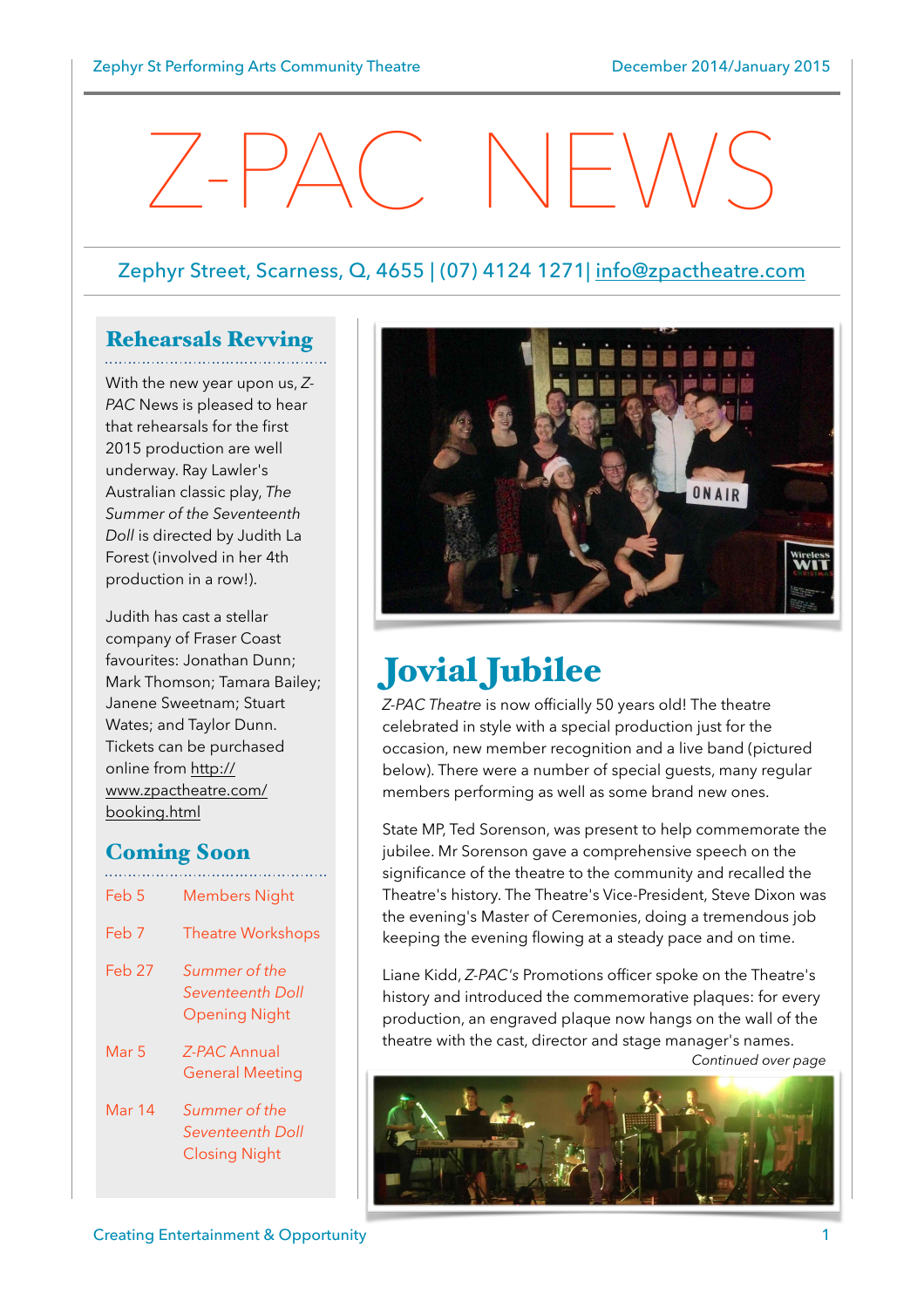# Z-PAC NEWS

Zephyr Street, Scarness, Q, 4655 | (07) 4124 1271| info@zpactheatre.com

## Rehearsals Revving

With the new year upon us, *Z-PAC* News is pleased to hear that rehearsals for the first 2015 production are well underway. Ray Lawler's Australian classic play, *The Summer of the Seventeenth Doll* is directed by Judith La Forest (involved in her 4th production in a row!).

Judith has cast a stellar company of Fraser Coast favourites: Jonathan Dunn; Mark Thomson; Tamara Bailey; Janene Sweetnam; Stuart Wates; and Taylor Dunn. Tickets can be purchased online from http://www.zpactheatre.com/booking.html

## Coming Soon

| | |
|---|---|
| Feb 5 | Members Night |
| Feb 7 | Theatre Workshops |
| Feb 27 | *Summer of the Seventeenth Doll* Opening Night |
| Mar 5 | *Z-PAC* Annual General Meeting |
| Mar 14 | *Summer of the Seventeenth Doll* Closing Night |

## Jovial Jubilee

*Z-PAC Theatre* is now officially 50 years old! The theatre celebrated in style with a special production just for the occasion, new member recognition and a live band (pictured below). There were a number of special guests, many regular members performing as well as some brand new ones.

State MP, Ted Sorenson, was present to help commemorate the jubilee. Mr Sorenson gave a comprehensive speech on the significance of the theatre to the community and recalled the Theatre's history. The Theatre's Vice-President, Steve Dixon was the evening's Master of Ceremonies, doing a tremendous job keeping the evening flowing at a steady pace and on time.

Liane Kidd, *Z-PAC's* Promotions officer spoke on the Theatre's history and introduced the commemorative plaques: for every production, an engraved plaque now hangs on the wall of the theatre with the cast, director and stage manager's names.

*Continued over page*

Creating Entertainment & Opportunity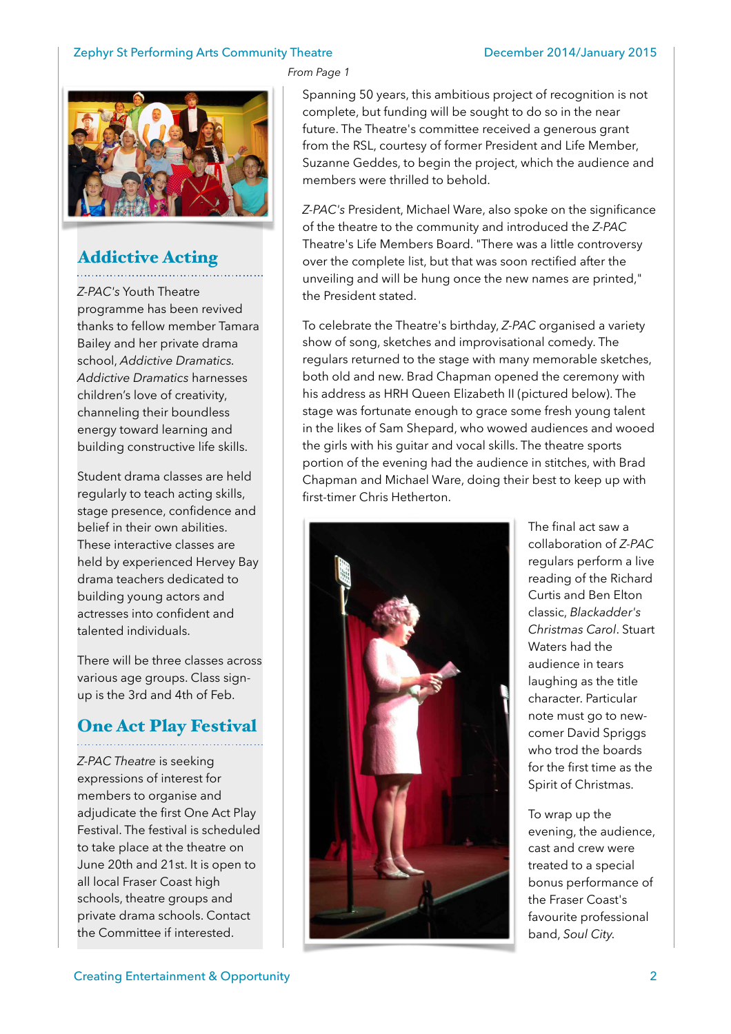*From Page 1*

Spanning 50 years, this ambitious project of recognition is not complete, but funding will be sought to do so in the near future. The Theatre's committee received a generous grant from the RSL, courtesy of former President and Life Member, Suzanne Geddes, to begin the project, which the audience and members were thrilled to behold.

*Z-PAC's* President, Michael Ware, also spoke on the significance of the theatre to the community and introduced the *Z-PAC* Theatre's Life Members Board. "There was a little controversy over the complete list, but that was soon rectified after the unveiling and will be hung once the new names are printed," the President stated.

To celebrate the Theatre's birthday, *Z-PAC* organised a variety show of song, sketches and improvisational comedy. The regulars returned to the stage with many memorable sketches, both old and new. Brad Chapman opened the ceremony with his address as HRH Queen Elizabeth II (pictured below). The stage was fortunate enough to grace some fresh young talent in the likes of Sam Shepard, who wowed audiences and wooed the girls with his guitar and vocal skills. The theatre sports portion of the evening had the audience in stitches, with Brad Chapman and Michael Ware, doing their best to keep up with first-timer Chris Hetherton.

The final act saw a collaboration of *Z-PAC* regulars perform a live reading of the Richard Curtis and Ben Elton classic, *Blackadder's Christmas Carol*. Stuart Waters had the audience in tears laughing as the title character. Particular note must go to new-comer David Spriggs who trod the boards for the first time as the Spirit of Christmas.

To wrap up the evening, the audience, cast and crew were treated to a special bonus performance of the Fraser Coast's favourite professional band, *Soul City*.

## Addictive Acting

*Z-PAC's* Youth Theatre programme has been revived thanks to fellow member Tamara Bailey and her private drama school, *Addictive Dramatics*. *Addictive Dramatics* harnesses children's love of creativity, channeling their boundless energy toward learning and building constructive life skills.

Student drama classes are held regularly to teach acting skills, stage presence, confidence and belief in their own abilities. These interactive classes are held by experienced Hervey Bay drama teachers dedicated to building young actors and actresses into confident and talented individuals.

There will be three classes across various age groups. Class sign-up is the 3rd and 4th of Feb.

## One Act Play Festival

*Z-PAC Theatre* is seeking expressions of interest for members to organise and adjudicate the first One Act Play Festival. The festival is scheduled to take place at the theatre on June 20th and 21st. It is open to all local Fraser Coast high schools, theatre groups and private drama schools. Contact the Committee if interested.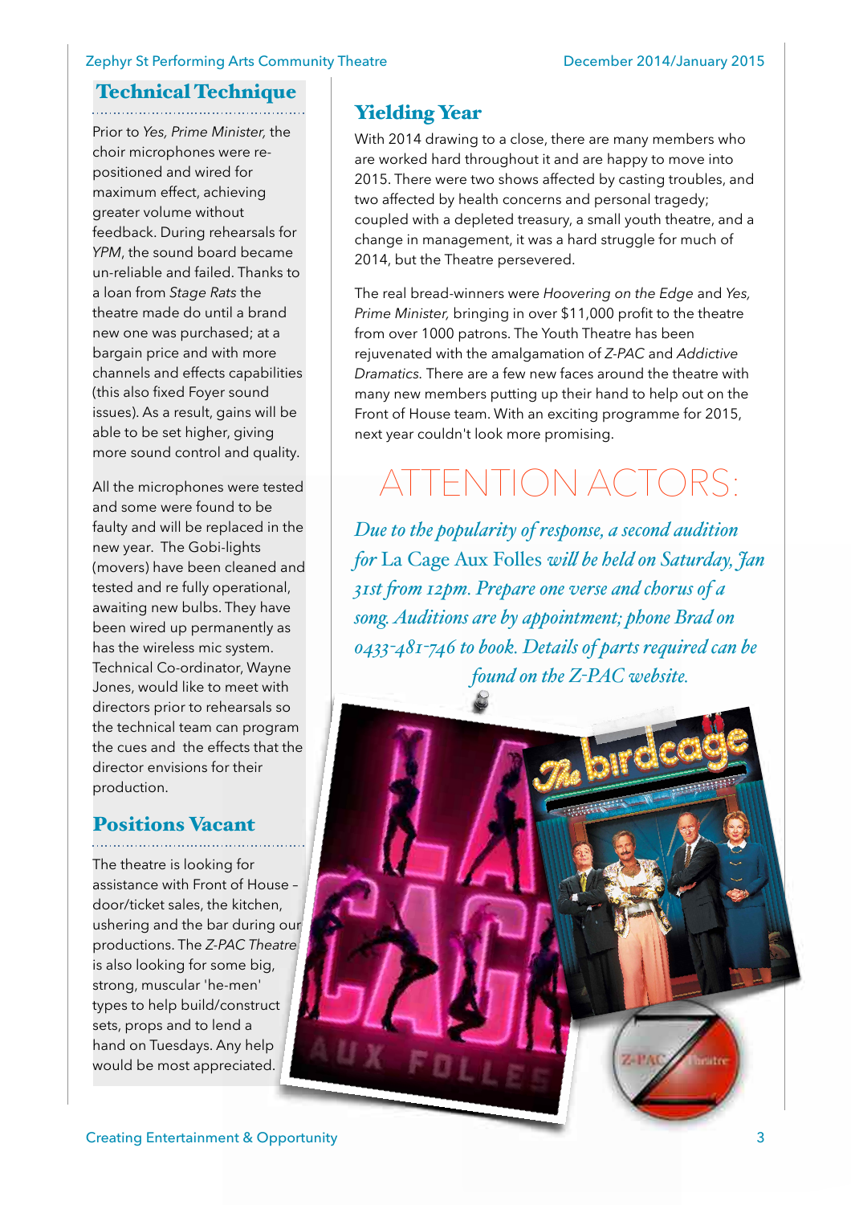## Technical Technique

Prior to *Yes, Prime Minister,* the choir microphones were re-positioned and wired for maximum effect, achieving greater volume without feedback. During rehearsals for *YPM*, the sound board became un-reliable and failed. Thanks to a loan from *Stage Rats* the theatre made do until a brand new one was purchased; at a bargain price and with more channels and effects capabilities (this also fixed Foyer sound issues). As a result, gains will be able to be set higher, giving more sound control and quality.

All the microphones were tested and some were found to be faulty and will be replaced in the new year. The Gobi-lights (movers) have been cleaned and tested and re fully operational, awaiting new bulbs. They have been wired up permanently as has the wireless mic system. Technical Co-ordinator, Wayne Jones, would like to meet with directors prior to rehearsals so the technical team can program the cues and the effects that the director envisions for their production.

## Positions Vacant

The theatre is looking for assistance with Front of House – door/ticket sales, the kitchen, ushering and the bar during our productions. The *Z-PAC Theatre* is also looking for some big, strong, muscular 'he-men' types to help build/construct sets, props and to lend a hand on Tuesdays. Any help would be most appreciated.

## Yielding Year

With 2014 drawing to a close, there are many members who are worked hard throughout it and are happy to move into 2015. There were two shows affected by casting troubles, and two affected by health concerns and personal tragedy; coupled with a depleted treasury, a small youth theatre, and a change in management, it was a hard struggle for much of 2014, but the Theatre persevered.

The real bread-winners were *Hoovering on the Edge* and *Yes, Prime Minister,* bringing in over $11,000 profit to the theatre from over 1000 patrons. The Youth Theatre has been rejuvenated with the amalgamation of *Z-PAC* and *Addictive Dramatics*. There are a few new faces around the theatre with many new members putting up their hand to help out on the Front of House team. With an exciting programme for 2015, next year couldn't look more promising.

## ATTENTION ACTORS:

*Due to the popularity of response, a second audition for* La Cage Aux Folles *will be held on Saturday, Jan 31st from 12pm. Prepare one verse and chorus of a song. Auditions are by appointment; phone Brad on 0433-481-746 to book. Details of parts required can be found on the Z-PAC website.*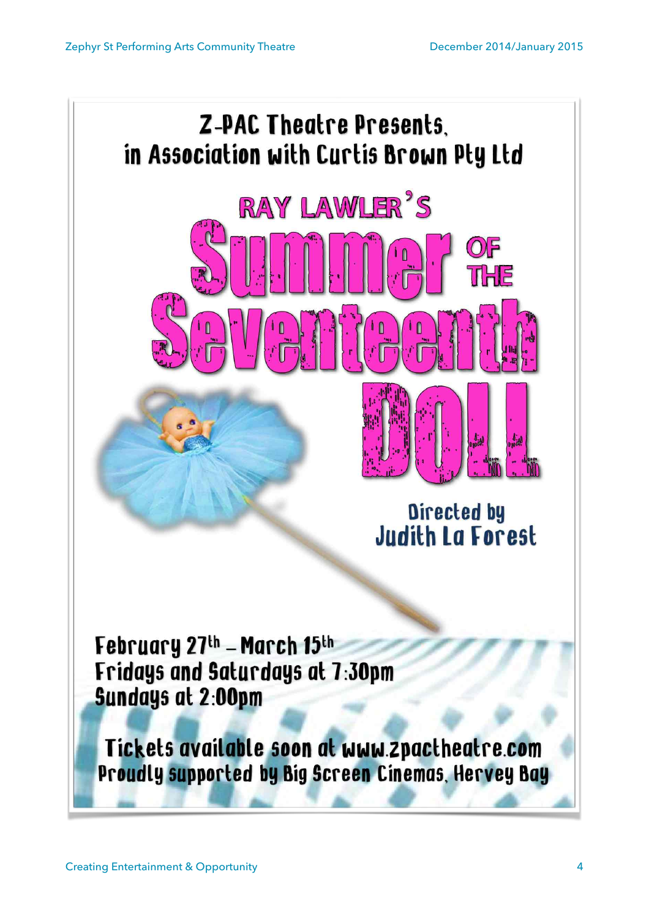Z-PAC Theatre Presents,
in Association with Curtis Brown Pty Ltd

# RAY LAWLER'S Summer of the Seventeenth Doll

Directed by
Judith La Forest

February 27th – March 15th
Fridays and Saturdays at 7:30pm
Sundays at 2:00pm

Tickets available soon at www.zpactheatre.com
Proudly supported by Big Screen Cinemas, Hervey Bay